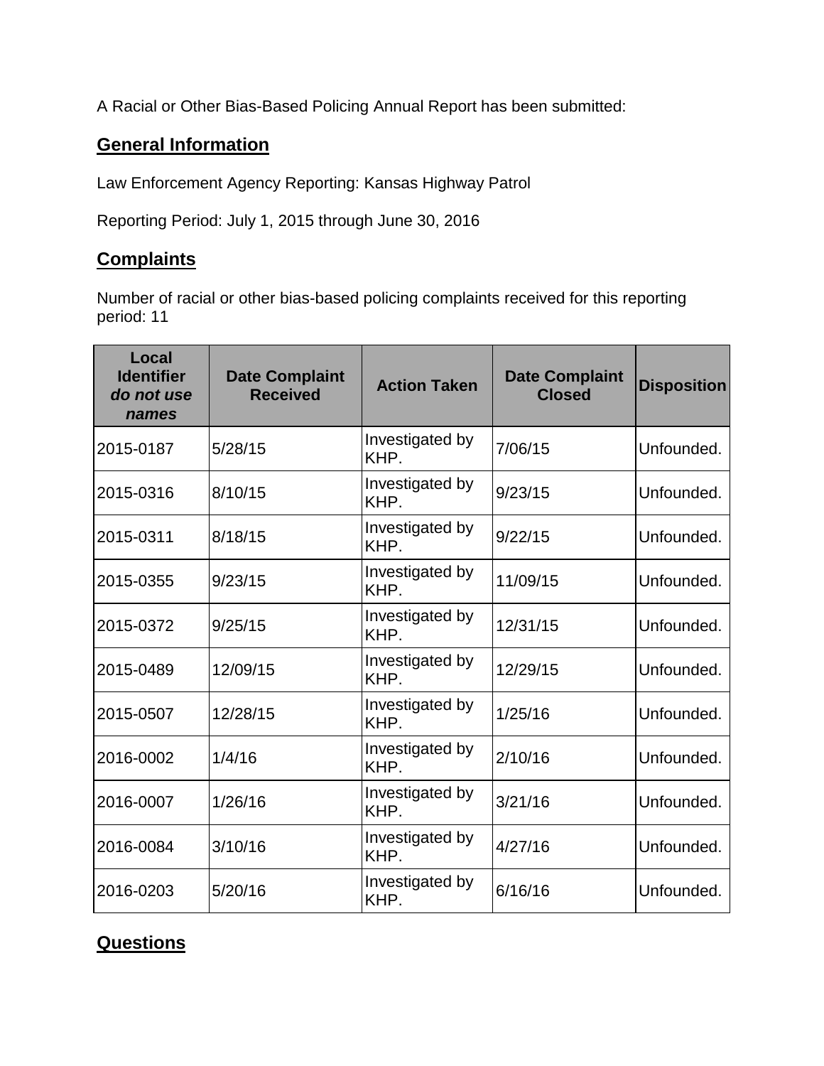A Racial or Other Bias-Based Policing Annual Report has been submitted:

## General Information

Law Enforcement Agency Reporting: Kansas Highway Patrol

Reporting Period: July 1, 2015 through June 30, 2016

## Complaints

Number of racial or other bias-based policing complaints received for this reporting period: 11

| Local Identifier *do not use names* | Date Complaint Received | Action Taken | Date Complaint Closed | Disposition |
|---|---|---|---|---|
| 2015-0187 | 5/28/15 | Investigated by KHP. | 7/06/15 | Unfounded. |
| 2015-0316 | 8/10/15 | Investigated by KHP. | 9/23/15 | Unfounded. |
| 2015-0311 | 8/18/15 | Investigated by KHP. | 9/22/15 | Unfounded. |
| 2015-0355 | 9/23/15 | Investigated by KHP. | 11/09/15 | Unfounded. |
| 2015-0372 | 9/25/15 | Investigated by KHP. | 12/31/15 | Unfounded. |
| 2015-0489 | 12/09/15 | Investigated by KHP. | 12/29/15 | Unfounded. |
| 2015-0507 | 12/28/15 | Investigated by KHP. | 1/25/16 | Unfounded. |
| 2016-0002 | 1/4/16 | Investigated by KHP. | 2/10/16 | Unfounded. |
| 2016-0007 | 1/26/16 | Investigated by KHP. | 3/21/16 | Unfounded. |
| 2016-0084 | 3/10/16 | Investigated by KHP. | 4/27/16 | Unfounded. |
| 2016-0203 | 5/20/16 | Investigated by KHP. | 6/16/16 | Unfounded. |

## Questions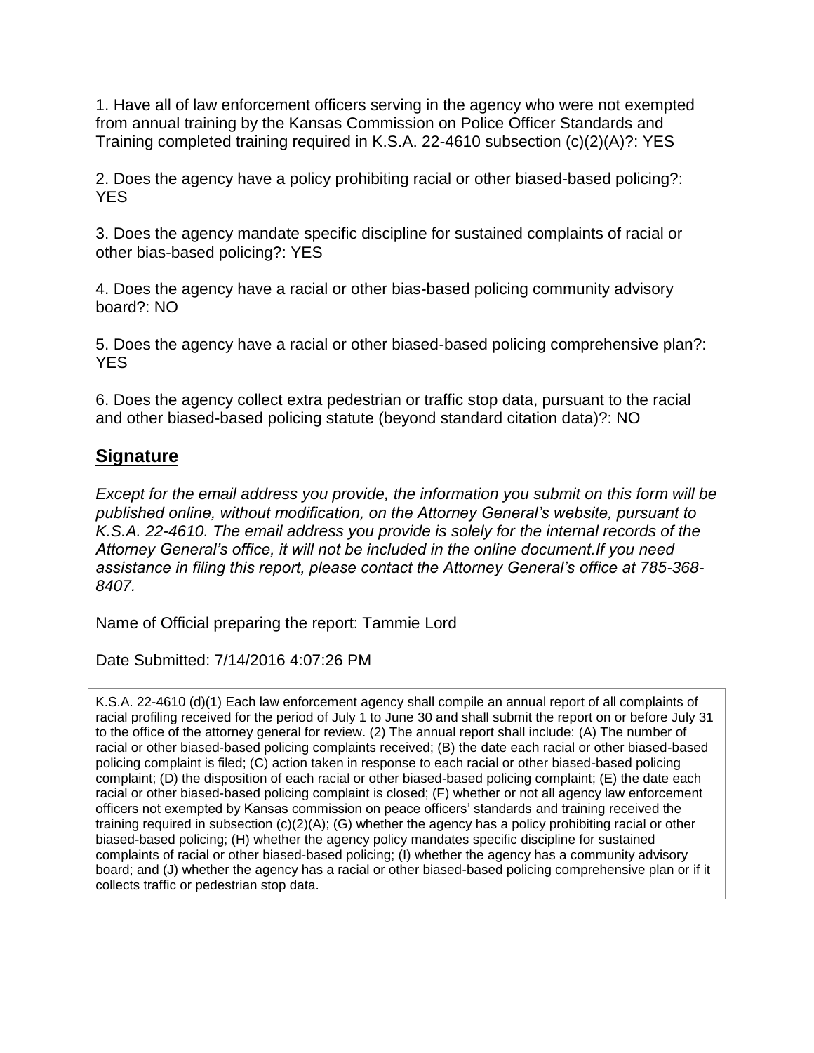1. Have all of law enforcement officers serving in the agency who were not exempted from annual training by the Kansas Commission on Police Officer Standards and Training completed training required in K.S.A. 22-4610 subsection (c)(2)(A)?: YES

2. Does the agency have a policy prohibiting racial or other biased-based policing?: YES

3. Does the agency mandate specific discipline for sustained complaints of racial or other bias-based policing?: YES

4. Does the agency have a racial or other bias-based policing community advisory board?: NO

5. Does the agency have a racial or other biased-based policing comprehensive plan?: YES

6. Does the agency collect extra pedestrian or traffic stop data, pursuant to the racial and other biased-based policing statute (beyond standard citation data)?: NO

## Signature

*Except for the email address you provide, the information you submit on this form will be published online, without modification, on the Attorney General's website, pursuant to K.S.A. 22-4610. The email address you provide is solely for the internal records of the Attorney General's office, it will not be included in the online document.If you need assistance in filing this report, please contact the Attorney General's office at 785-368-8407.*

Name of Official preparing the report: Tammie Lord

Date Submitted: 7/14/2016 4:07:26 PM

K.S.A. 22-4610 (d)(1) Each law enforcement agency shall compile an annual report of all complaints of racial profiling received for the period of July 1 to June 30 and shall submit the report on or before July 31 to the office of the attorney general for review. (2) The annual report shall include: (A) The number of racial or other biased-based policing complaints received; (B) the date each racial or other biased-based policing complaint is filed; (C) action taken in response to each racial or other biased-based policing complaint; (D) the disposition of each racial or other biased-based policing complaint; (E) the date each racial or other biased-based policing complaint is closed; (F) whether or not all agency law enforcement officers not exempted by Kansas commission on peace officers' standards and training received the training required in subsection (c)(2)(A); (G) whether the agency has a policy prohibiting racial or other biased-based policing; (H) whether the agency policy mandates specific discipline for sustained complaints of racial or other biased-based policing; (I) whether the agency has a community advisory board; and (J) whether the agency has a racial or other biased-based policing comprehensive plan or if it collects traffic or pedestrian stop data.